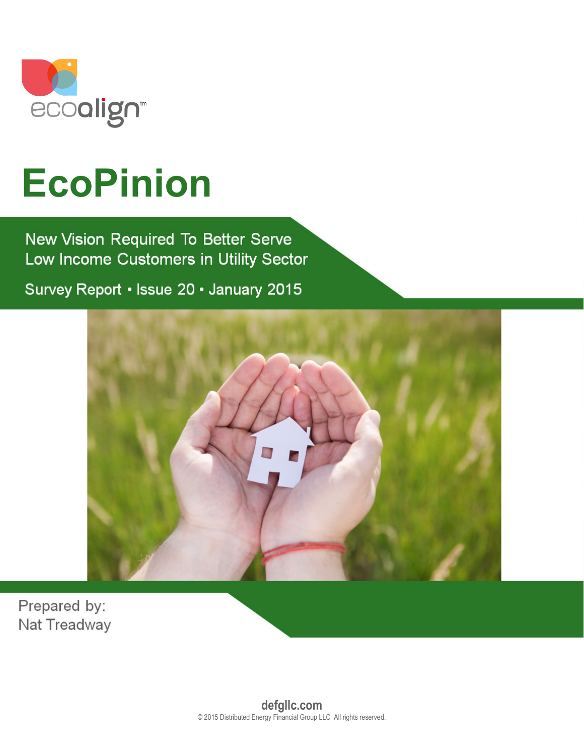ecoalign™

# EcoPinion

## New Vision Required To Better Serve Low Income Customers in Utility Sector

Survey Report • Issue 20 • January 2015

Prepared by:
Nat Treadway

defgllc.com
© 2015 Distributed Energy Financial Group LLC All rights reserved.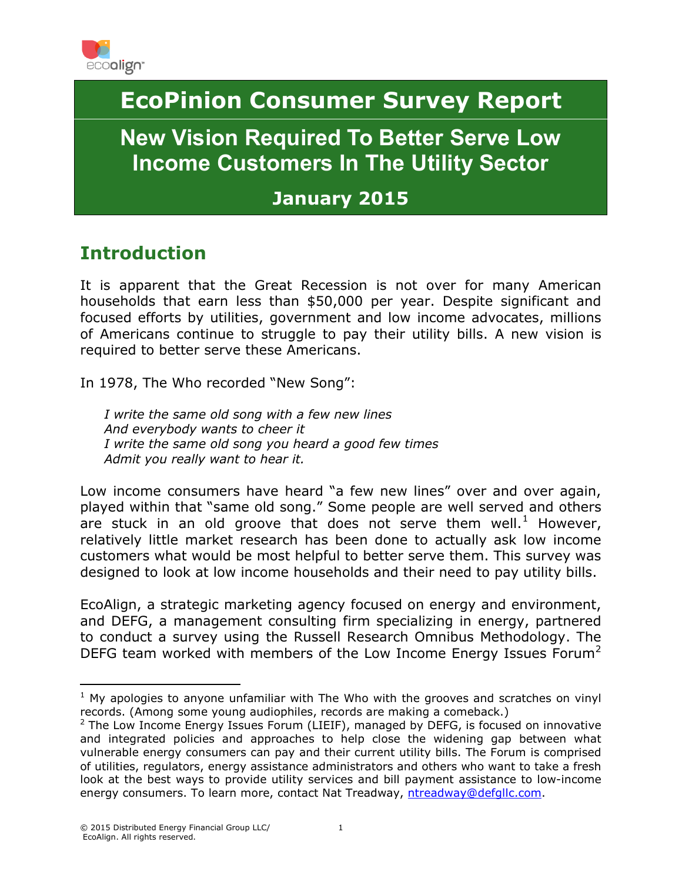# EcoPinion Consumer Survey Report

## New Vision Required To Better Serve Low Income Customers In The Utility Sector

### January 2015

## Introduction

It is apparent that the Great Recession is not over for many American households that earn less than $50,000 per year. Despite significant and focused efforts by utilities, government and low income advocates, millions of Americans continue to struggle to pay their utility bills. A new vision is required to better serve these Americans.

In 1978, The Who recorded "New Song":

> *I write the same old song with a few new lines*
> *And everybody wants to cheer it*
> *I write the same old song you heard a good few times*
> *Admit you really want to hear it.*

Low income consumers have heard "a few new lines" over and over again, played within that "same old song." Some people are well served and others are stuck in an old groove that does not serve them well.[1] However, relatively little market research has been done to actually ask low income customers what would be most helpful to better serve them. This survey was designed to look at low income households and their need to pay utility bills.

EcoAlign, a strategic marketing agency focused on energy and environment, and DEFG, a management consulting firm specializing in energy, partnered to conduct a survey using the Russell Research Omnibus Methodology. The DEFG team worked with members of the Low Income Energy Issues Forum[2]

---

[1] My apologies to anyone unfamiliar with The Who with the grooves and scratches on vinyl records. (Among some young audiophiles, records are making a comeback.)

[2] The Low Income Energy Issues Forum (LIEIF), managed by DEFG, is focused on innovative and integrated policies and approaches to help close the widening gap between what vulnerable energy consumers can pay and their current utility bills. The Forum is comprised of utilities, regulators, energy assistance administrators and others who want to take a fresh look at the best ways to provide utility services and bill payment assistance to low-income energy consumers. To learn more, contact Nat Treadway, ntreadway@defgllc.com.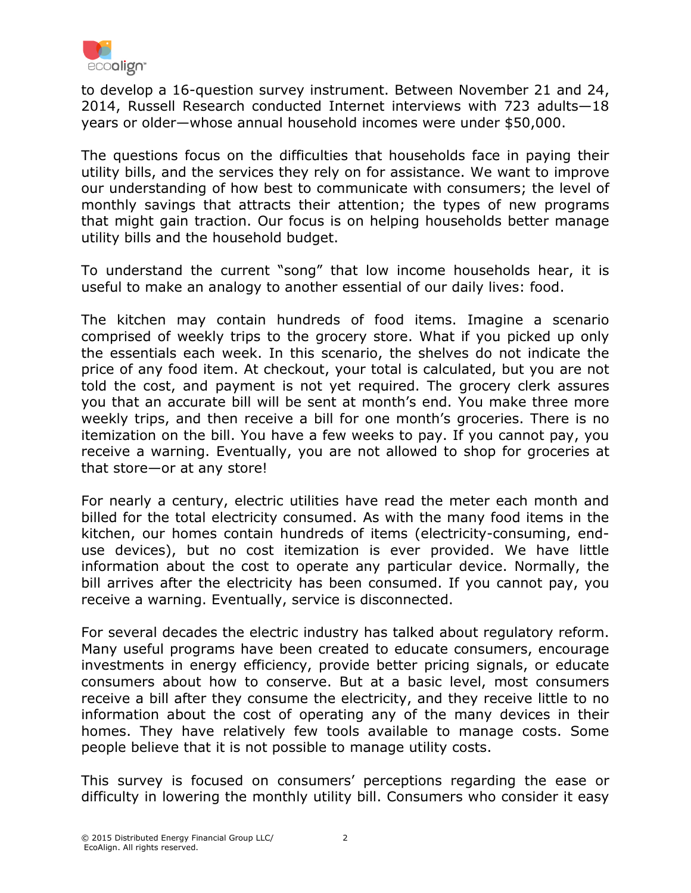to develop a 16-question survey instrument. Between November 21 and 24, 2014, Russell Research conducted Internet interviews with 723 adults—18 years or older—whose annual household incomes were under $50,000.

The questions focus on the difficulties that households face in paying their utility bills, and the services they rely on for assistance. We want to improve our understanding of how best to communicate with consumers; the level of monthly savings that attracts their attention; the types of new programs that might gain traction. Our focus is on helping households better manage utility bills and the household budget.

To understand the current "song" that low income households hear, it is useful to make an analogy to another essential of our daily lives: food.

The kitchen may contain hundreds of food items. Imagine a scenario comprised of weekly trips to the grocery store. What if you picked up only the essentials each week. In this scenario, the shelves do not indicate the price of any food item. At checkout, your total is calculated, but you are not told the cost, and payment is not yet required. The grocery clerk assures you that an accurate bill will be sent at month's end. You make three more weekly trips, and then receive a bill for one month's groceries. There is no itemization on the bill. You have a few weeks to pay. If you cannot pay, you receive a warning. Eventually, you are not allowed to shop for groceries at that store—or at any store!

For nearly a century, electric utilities have read the meter each month and billed for the total electricity consumed. As with the many food items in the kitchen, our homes contain hundreds of items (electricity-consuming, end-use devices), but no cost itemization is ever provided. We have little information about the cost to operate any particular device. Normally, the bill arrives after the electricity has been consumed. If you cannot pay, you receive a warning. Eventually, service is disconnected.

For several decades the electric industry has talked about regulatory reform. Many useful programs have been created to educate consumers, encourage investments in energy efficiency, provide better pricing signals, or educate consumers about how to conserve. But at a basic level, most consumers receive a bill after they consume the electricity, and they receive little to no information about the cost of operating any of the many devices in their homes. They have relatively few tools available to manage costs. Some people believe that it is not possible to manage utility costs.

This survey is focused on consumers' perceptions regarding the ease or difficulty in lowering the monthly utility bill. Consumers who consider it easy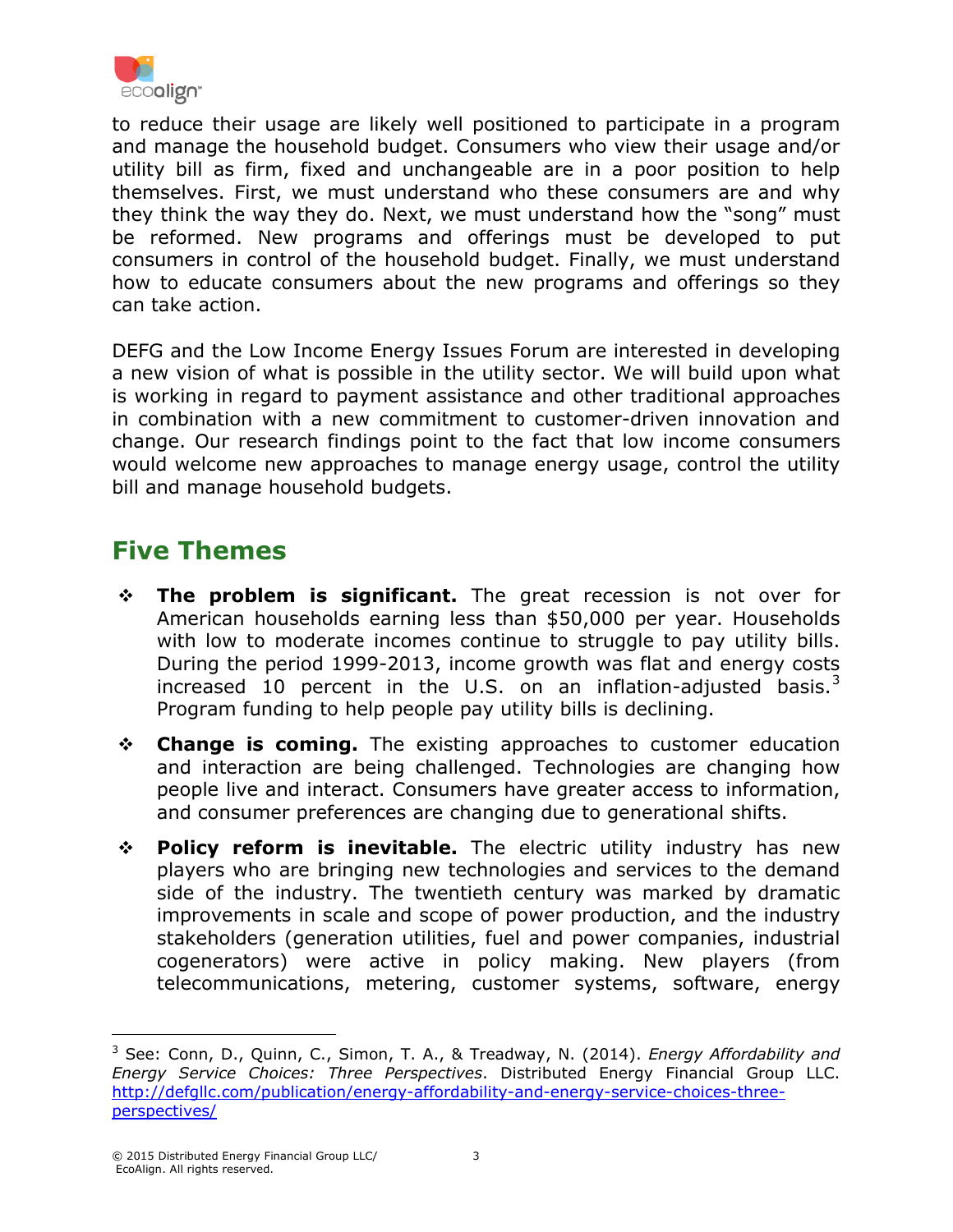to reduce their usage are likely well positioned to participate in a program and manage the household budget. Consumers who view their usage and/or utility bill as firm, fixed and unchangeable are in a poor position to help themselves. First, we must understand who these consumers are and why they think the way they do. Next, we must understand how the "song" must be reformed. New programs and offerings must be developed to put consumers in control of the household budget. Finally, we must understand how to educate consumers about the new programs and offerings so they can take action.

DEFG and the Low Income Energy Issues Forum are interested in developing a new vision of what is possible in the utility sector. We will build upon what is working in regard to payment assistance and other traditional approaches in combination with a new commitment to customer-driven innovation and change. Our research findings point to the fact that low income consumers would welcome new approaches to manage energy usage, control the utility bill and manage household budgets.

## Five Themes

- **The problem is significant.** The great recession is not over for American households earning less than $50,000 per year. Households with low to moderate incomes continue to struggle to pay utility bills. During the period 1999-2013, income growth was flat and energy costs increased 10 percent in the U.S. on an inflation-adjusted basis.[3] Program funding to help people pay utility bills is declining.
- **Change is coming.** The existing approaches to customer education and interaction are being challenged. Technologies are changing how people live and interact. Consumers have greater access to information, and consumer preferences are changing due to generational shifts.
- **Policy reform is inevitable.** The electric utility industry has new players who are bringing new technologies and services to the demand side of the industry. The twentieth century was marked by dramatic improvements in scale and scope of power production, and the industry stakeholders (generation utilities, fuel and power companies, industrial cogenerators) were active in policy making. New players (from telecommunications, metering, customer systems, software, energy

[3] See: Conn, D., Quinn, C., Simon, T. A., & Treadway, N. (2014). *Energy Affordability and Energy Service Choices: Three Perspectives*. Distributed Energy Financial Group LLC. http://defgllc.com/publication/energy-affordability-and-energy-service-choices-three-perspectives/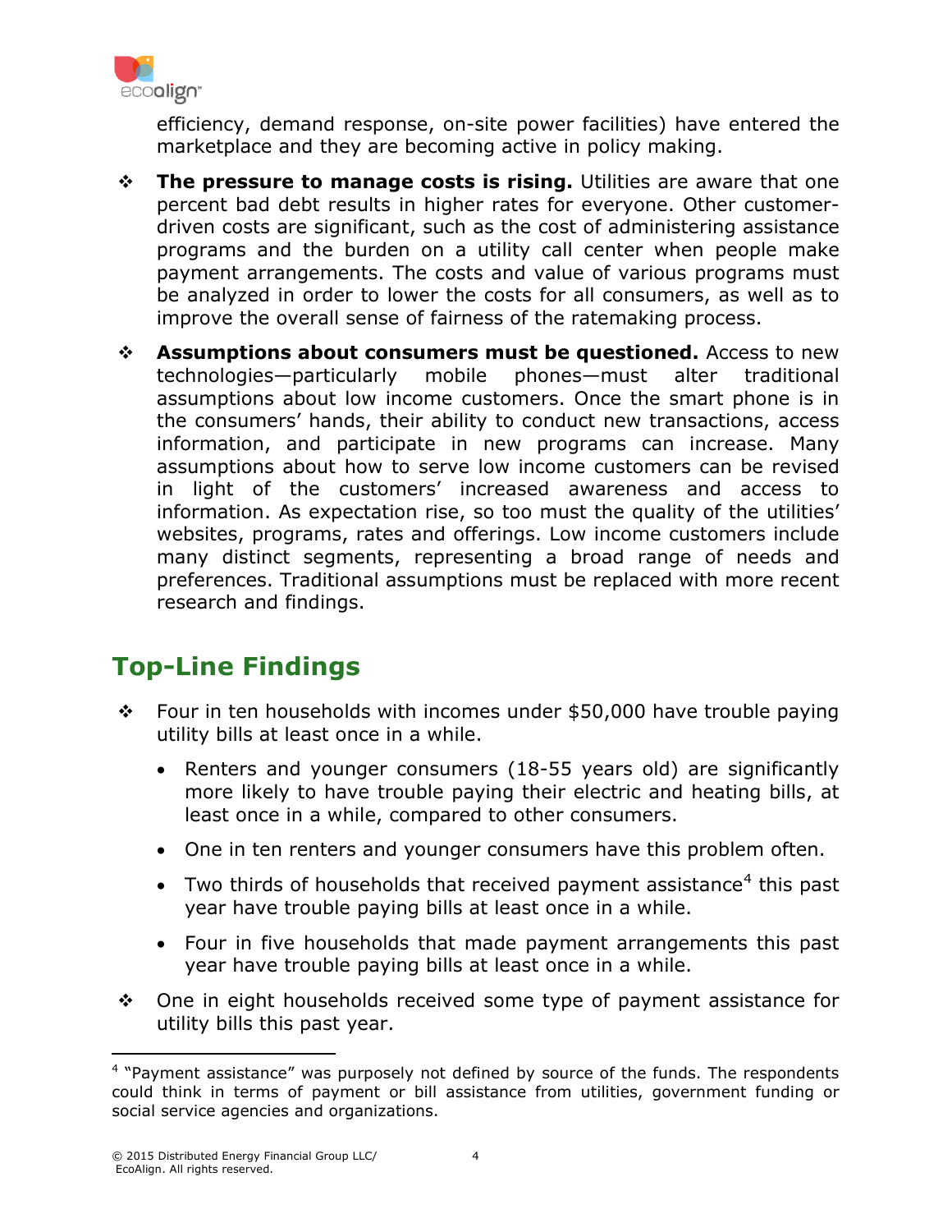efficiency, demand response, on-site power facilities) have entered the marketplace and they are becoming active in policy making.

- **The pressure to manage costs is rising.** Utilities are aware that one percent bad debt results in higher rates for everyone. Other customer-driven costs are significant, such as the cost of administering assistance programs and the burden on a utility call center when people make payment arrangements. The costs and value of various programs must be analyzed in order to lower the costs for all consumers, as well as to improve the overall sense of fairness of the ratemaking process.

- **Assumptions about consumers must be questioned.** Access to new technologies—particularly mobile phones—must alter traditional assumptions about low income customers. Once the smart phone is in the consumers' hands, their ability to conduct new transactions, access information, and participate in new programs can increase. Many assumptions about how to serve low income customers can be revised in light of the customers' increased awareness and access to information. As expectation rise, so too must the quality of the utilities' websites, programs, rates and offerings. Low income customers include many distinct segments, representing a broad range of needs and preferences. Traditional assumptions must be replaced with more recent research and findings.

## Top-Line Findings

- Four in ten households with incomes under $50,000 have trouble paying utility bills at least once in a while.
  - Renters and younger consumers (18-55 years old) are significantly more likely to have trouble paying their electric and heating bills, at least once in a while, compared to other consumers.
  - One in ten renters and younger consumers have this problem often.
  - Two thirds of households that received payment assistance[4] this past year have trouble paying bills at least once in a while.
  - Four in five households that made payment arrangements this past year have trouble paying bills at least once in a while.
- One in eight households received some type of payment assistance for utility bills this past year.

[4] "Payment assistance" was purposely not defined by source of the funds. The respondents could think in terms of payment or bill assistance from utilities, government funding or social service agencies and organizations.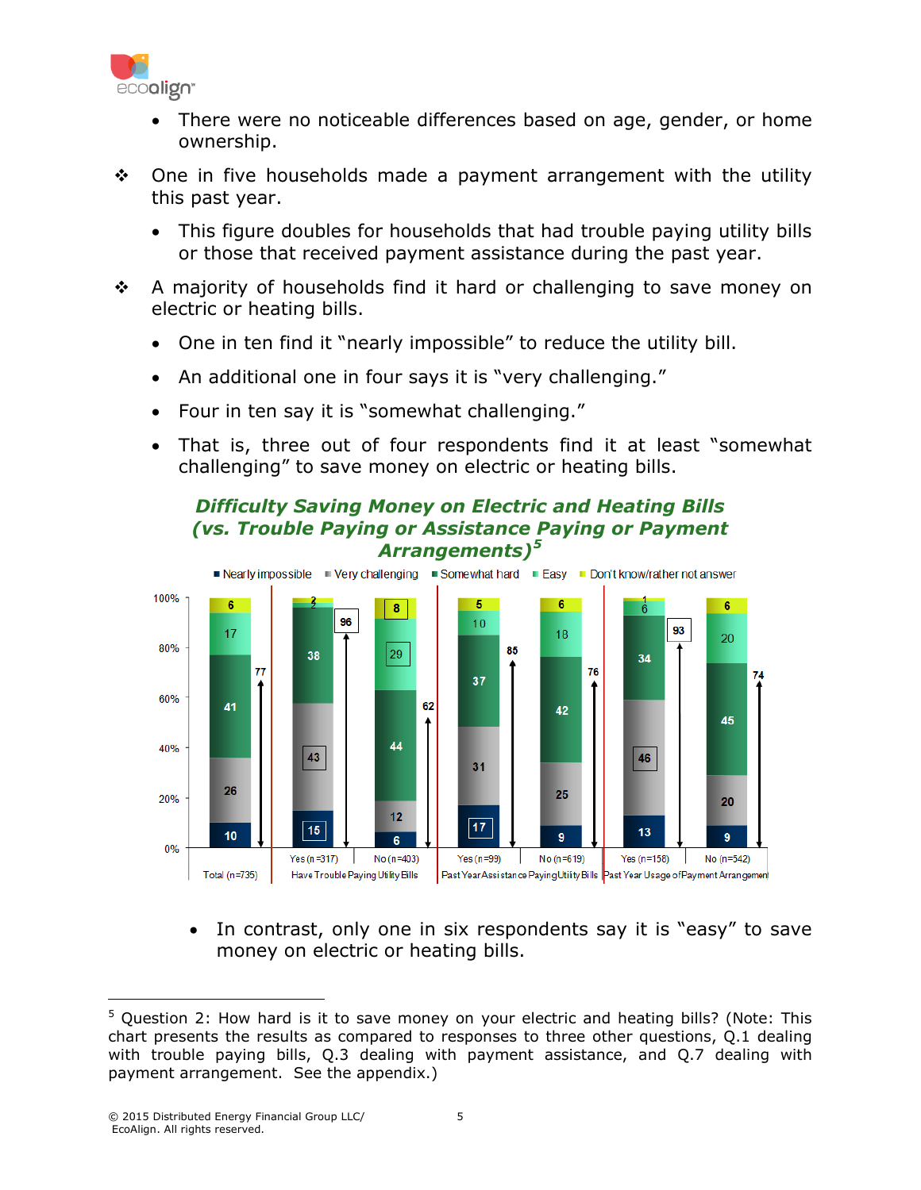- There were no noticeable differences based on age, gender, or home ownership.

❖ One in five households made a payment arrangement with the utility this past year.

- This figure doubles for households that had trouble paying utility bills or those that received payment assistance during the past year.

❖ A majority of households find it hard or challenging to save money on electric or heating bills.

- One in ten find it "nearly impossible" to reduce the utility bill.
- An additional one in four says it is "very challenging."
- Four in ten say it is "somewhat challenging."
- That is, three out of four respondents find it at least "somewhat challenging" to save money on electric or heating bills.

***Difficulty Saving Money on Electric and Heating Bills (vs. Trouble Paying or Assistance Paying or Payment Arrangements)***[5]

| Group | Nearly impossible | Very challenging | Somewhat hard | Easy | Don't know/rather not answer | Total at least somewhat hard |
|---|---|---|---|---|---|---|
| Total (n=735) | 10 | 26 | 41 | 17 | 6 | 77 |
| Have Trouble Paying Utility Bills: Yes (n=317) | 15 | 43 | 38 | 2 | 2 | 96 |
| Have Trouble Paying Utility Bills: No (n=403) | 6 | 12 | 44 | 29 | 8 | 62 |
| Past Year Assistance Paying Utility Bills: Yes (n=99) | 17 | 31 | 37 | 10 | 5 | 85 |
| Past Year Assistance Paying Utility Bills: No (n=619) | 9 | 25 | 42 | 18 | 6 | 76 |
| Past Year Usage of Payment Arrangement: Yes (n=156) | 13 | 46 | 34 | 6 | 1 | 93 |
| Past Year Usage of Payment Arrangement: No (n=542) | 9 | 20 | 45 | 20 | 6 | 74 |

- In contrast, only one in six respondents say it is "easy" to save money on electric or heating bills.

---

[5] Question 2: How hard is it to save money on your electric and heating bills? (Note: This chart presents the results as compared to responses to three other questions, Q.1 dealing with trouble paying bills, Q.3 dealing with payment assistance, and Q.7 dealing with payment arrangement. See the appendix.)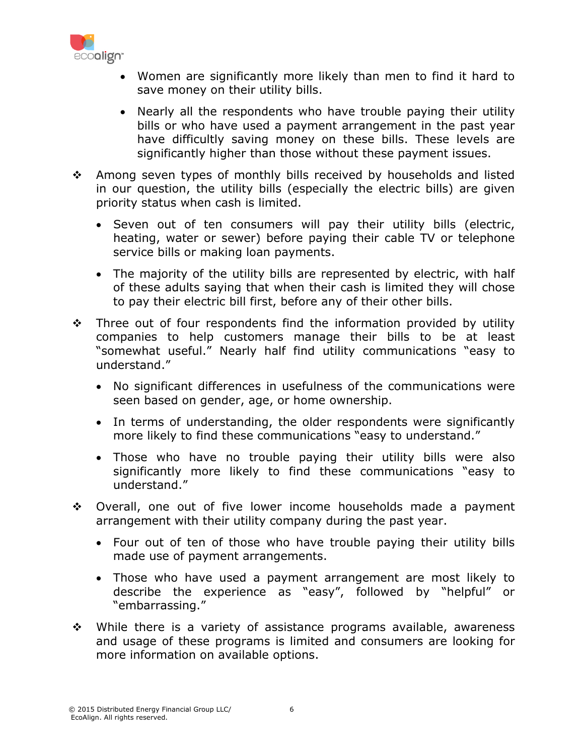- Women are significantly more likely than men to find it hard to save money on their utility bills.
- Nearly all the respondents who have trouble paying their utility bills or who have used a payment arrangement in the past year have difficultly saving money on these bills. These levels are significantly higher than those without these payment issues.

❖ Among seven types of monthly bills received by households and listed in our question, the utility bills (especially the electric bills) are given priority status when cash is limited.

- Seven out of ten consumers will pay their utility bills (electric, heating, water or sewer) before paying their cable TV or telephone service bills or making loan payments.
- The majority of the utility bills are represented by electric, with half of these adults saying that when their cash is limited they will chose to pay their electric bill first, before any of their other bills.

❖ Three out of four respondents find the information provided by utility companies to help customers manage their bills to be at least "somewhat useful." Nearly half find utility communications "easy to understand."

- No significant differences in usefulness of the communications were seen based on gender, age, or home ownership.
- In terms of understanding, the older respondents were significantly more likely to find these communications "easy to understand."
- Those who have no trouble paying their utility bills were also significantly more likely to find these communications "easy to understand."

❖ Overall, one out of five lower income households made a payment arrangement with their utility company during the past year.

- Four out of ten of those who have trouble paying their utility bills made use of payment arrangements.
- Those who have used a payment arrangement are most likely to describe the experience as "easy", followed by "helpful" or "embarrassing."

❖ While there is a variety of assistance programs available, awareness and usage of these programs is limited and consumers are looking for more information on available options.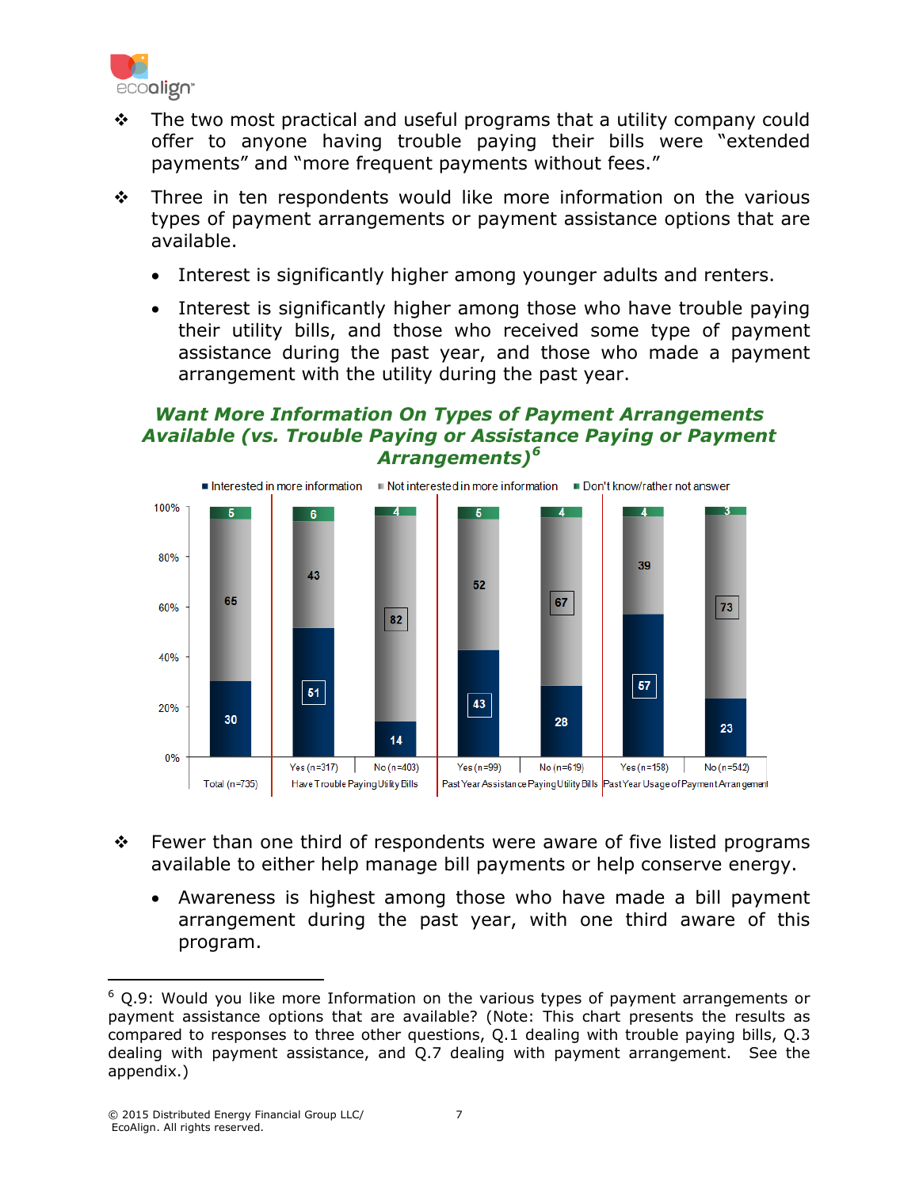- The two most practical and useful programs that a utility company could offer to anyone having trouble paying their bills were "extended payments" and "more frequent payments without fees."

- Three in ten respondents would like more information on the various types of payment arrangements or payment assistance options that are available.

  - Interest is significantly higher among younger adults and renters.

  - Interest is significantly higher among those who have trouble paying their utility bills, and those who received some type of payment assistance during the past year, and those who made a payment arrangement with the utility during the past year.

***Want More Information On Types of Payment Arrangements Available (vs. Trouble Paying or Assistance Paying or Payment Arrangements)[6]***

| | Total (n=735) | Have Trouble Paying Utility Bills: Yes (n=317) | Have Trouble Paying Utility Bills: No (n=403) | Past Year Assistance Paying Utility Bills: Yes (n=99) | Past Year Assistance Paying Utility Bills: No (n=619) | Past Year Usage of Payment Arrangement: Yes (n=158) | Past Year Usage of Payment Arrangement: No (n=542) |
|---|---|---|---|---|---|---|---|
| Interested in more information | 30 | 51 | 14 | 43 | 28 | 57 | 23 |
| Not interested in more information | 65 | 43 | 82 | 52 | 67 | 39 | 73 |
| Don't know/rather not answer | 5 | 6 | 4 | 5 | 4 | 4 | 3 |

- Fewer than one third of respondents were aware of five listed programs available to either help manage bill payments or help conserve energy.

  - Awareness is highest among those who have made a bill payment arrangement during the past year, with one third aware of this program.

---

[6] Q.9: Would you like more Information on the various types of payment arrangements or payment assistance options that are available? (Note: This chart presents the results as compared to responses to three other questions, Q.1 dealing with trouble paying bills, Q.3 dealing with payment assistance, and Q.7 dealing with payment arrangement. See the appendix.)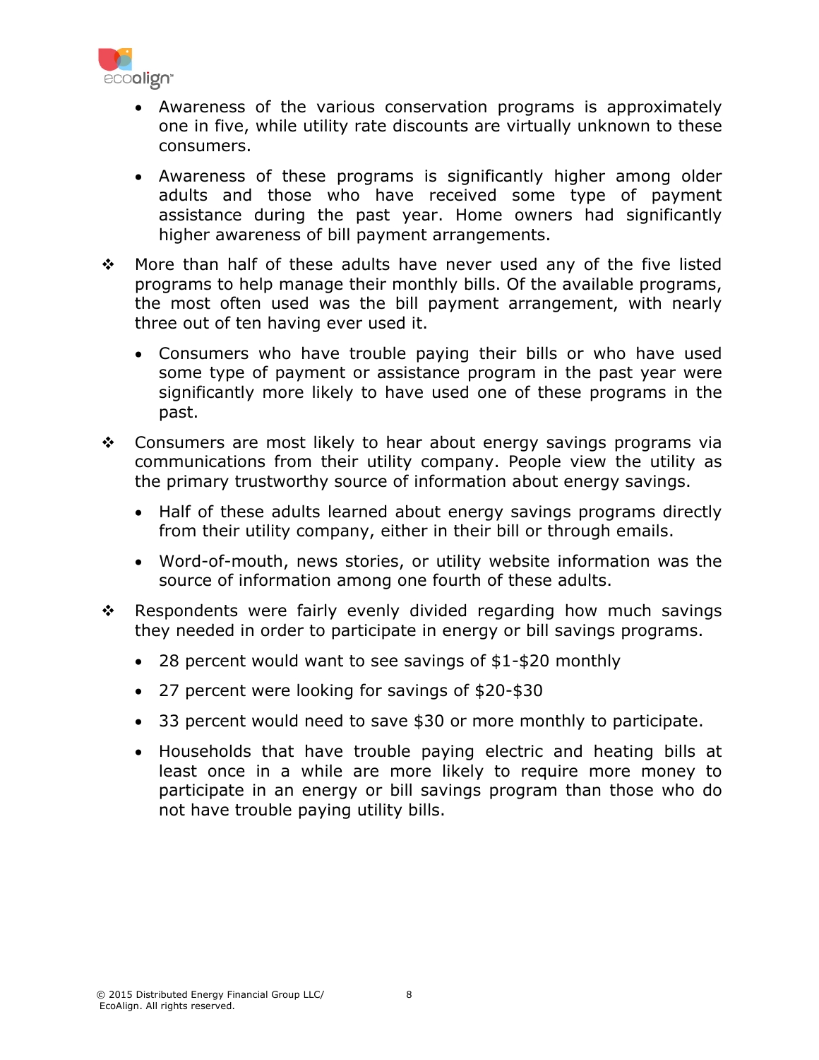- Awareness of the various conservation programs is approximately one in five, while utility rate discounts are virtually unknown to these consumers.
  - Awareness of these programs is significantly higher among older adults and those who have received some type of payment assistance during the past year. Home owners had significantly higher awareness of bill payment arrangements.

- More than half of these adults have never used any of the five listed programs to help manage their monthly bills. Of the available programs, the most often used was the bill payment arrangement, with nearly three out of ten having ever used it.
  - Consumers who have trouble paying their bills or who have used some type of payment or assistance program in the past year were significantly more likely to have used one of these programs in the past.

- Consumers are most likely to hear about energy savings programs via communications from their utility company. People view the utility as the primary trustworthy source of information about energy savings.
  - Half of these adults learned about energy savings programs directly from their utility company, either in their bill or through emails.
  - Word-of-mouth, news stories, or utility website information was the source of information among one fourth of these adults.

- Respondents were fairly evenly divided regarding how much savings they needed in order to participate in energy or bill savings programs.
  - 28 percent would want to see savings of $1-$20 monthly
  - 27 percent were looking for savings of $20-$30
  - 33 percent would need to save $30 or more monthly to participate.
  - Households that have trouble paying electric and heating bills at least once in a while are more likely to require more money to participate in an energy or bill savings program than those who do not have trouble paying utility bills.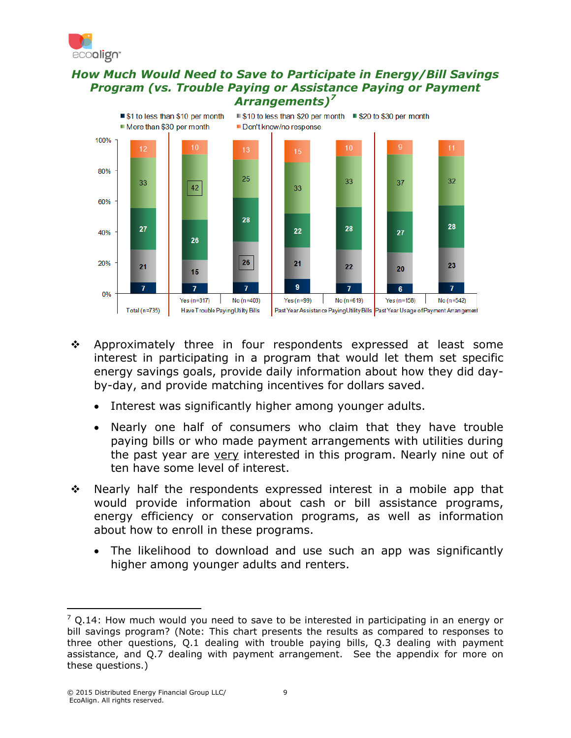## How Much Would Need to Save to Participate in Energy/Bill Savings Program (vs. Trouble Paying or Assistance Paying or Payment Arrangements)[7]

| | Total (n=735) | Have Trouble Paying Utility Bills: Yes (n=317) | Have Trouble Paying Utility Bills: No (n=403) | Past Year Assistance Paying Utility Bills: Yes (n=99) | Past Year Assistance Paying Utility Bills: No (n=619) | Past Year Usage of Payment Arrangement: Yes (n=158) | Past Year Usage of Payment Arrangement: No (n=542) |
|---|---|---|---|---|---|---|---|
| $1 to less than $10 per month | 7 | 7 | 7 | 9 | 7 | 6 | 7 |
| $10 to less than $20 per month | 21 | 15 | 26 | 21 | 22 | 20 | 23 |
| $20 to $30 per month | 27 | 26 | 28 | 22 | 28 | 27 | 28 |
| More than $30 per month | 33 | 42 | 25 | 33 | 33 | 37 | 32 |
| Don't know/no response | 12 | 10 | 13 | 15 | 10 | 9 | 11 |

- Approximately three in four respondents expressed at least some interest in participating in a program that would let them set specific energy savings goals, provide daily information about how they did day-by-day, and provide matching incentives for dollars saved.
  - Interest was significantly higher among younger adults.
  - Nearly one half of consumers who claim that they have trouble paying bills or who made payment arrangements with utilities during the past year are <u>very</u> interested in this program. Nearly nine out of ten have some level of interest.
- Nearly half the respondents expressed interest in a mobile app that would provide information about cash or bill assistance programs, energy efficiency or conservation programs, as well as information about how to enroll in these programs.
  - The likelihood to download and use such an app was significantly higher among younger adults and renters.

---

[7] Q.14: How much would you need to save to be interested in participating in an energy or bill savings program? (Note: This chart presents the results as compared to responses to three other questions, Q.1 dealing with trouble paying bills, Q.3 dealing with payment assistance, and Q.7 dealing with payment arrangement. See the appendix for more on these questions.)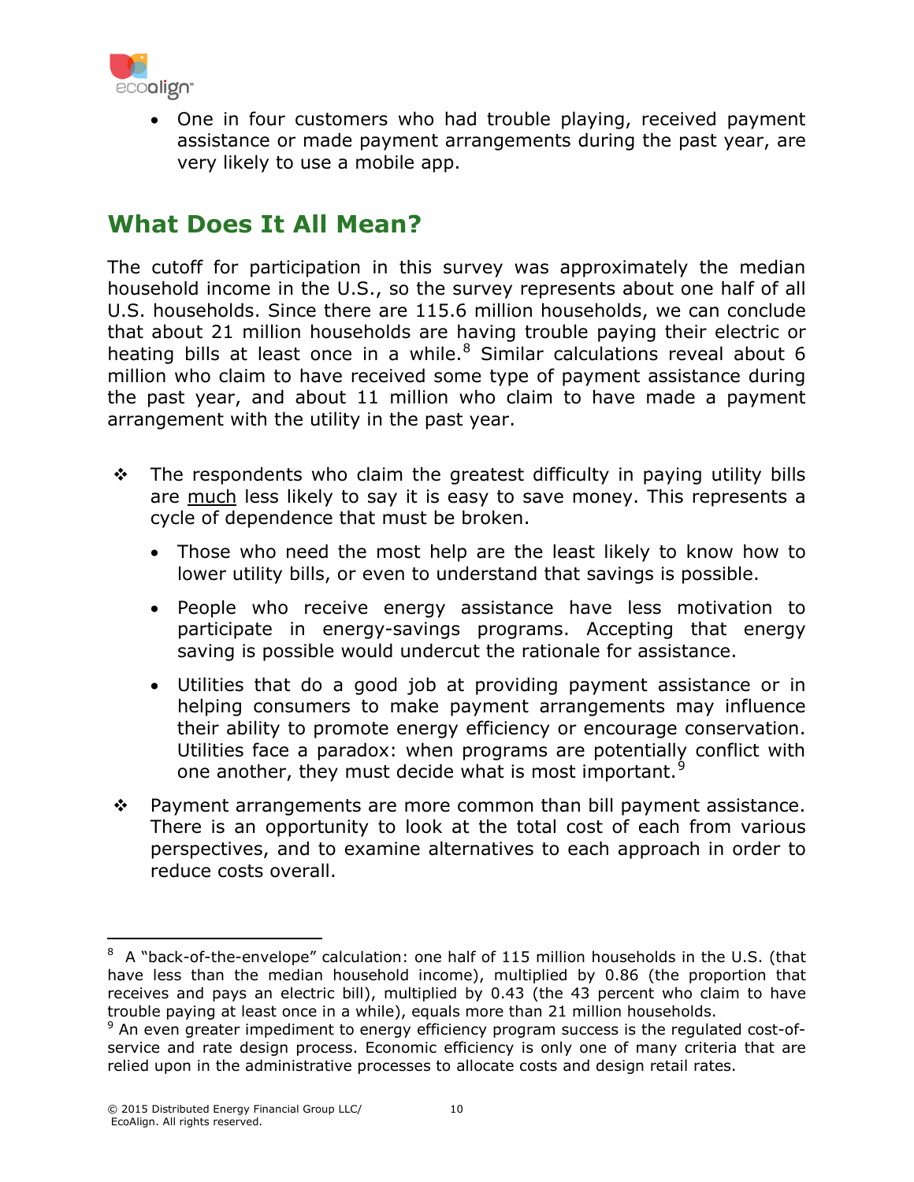- One in four customers who had trouble playing, received payment assistance or made payment arrangements during the past year, are very likely to use a mobile app.

## What Does It All Mean?

The cutoff for participation in this survey was approximately the median household income in the U.S., so the survey represents about one half of all U.S. households. Since there are 115.6 million households, we can conclude that about 21 million households are having trouble paying their electric or heating bills at least once in a while.[8] Similar calculations reveal about 6 million who claim to have received some type of payment assistance during the past year, and about 11 million who claim to have made a payment arrangement with the utility in the past year.

- ❖ The respondents who claim the greatest difficulty in paying utility bills are <u>much</u> less likely to say it is easy to save money. This represents a cycle of dependence that must be broken.
  - Those who need the most help are the least likely to know how to lower utility bills, or even to understand that savings is possible.
  - People who receive energy assistance have less motivation to participate in energy-savings programs. Accepting that energy saving is possible would undercut the rationale for assistance.
  - Utilities that do a good job at providing payment assistance or in helping consumers to make payment arrangements may influence their ability to promote energy efficiency or encourage conservation. Utilities face a paradox: when programs are potentially conflict with one another, they must decide what is most important.[9]
- ❖ Payment arrangements are more common than bill payment assistance. There is an opportunity to look at the total cost of each from various perspectives, and to examine alternatives to each approach in order to reduce costs overall.

---

[8] A "back-of-the-envelope" calculation: one half of 115 million households in the U.S. (that have less than the median household income), multiplied by 0.86 (the proportion that receives and pays an electric bill), multiplied by 0.43 (the 43 percent who claim to have trouble paying at least once in a while), equals more than 21 million households.

[9] An even greater impediment to energy efficiency program success is the regulated cost-of-service and rate design process. Economic efficiency is only one of many criteria that are relied upon in the administrative processes to allocate costs and design retail rates.

© 2015 Distributed Energy Financial Group LLC/ EcoAlign. All rights reserved.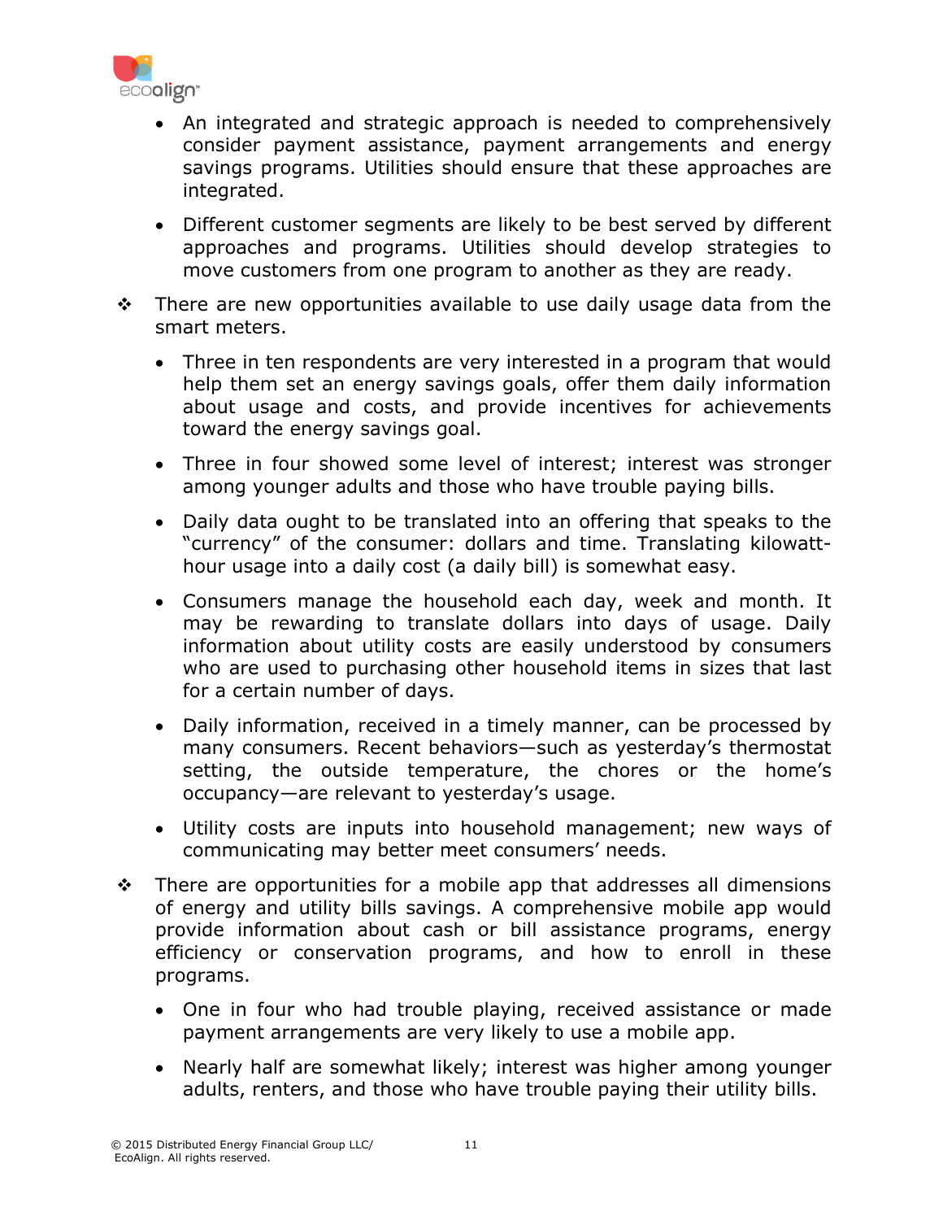- An integrated and strategic approach is needed to comprehensively consider payment assistance, payment arrangements and energy savings programs. Utilities should ensure that these approaches are integrated.

  - Different customer segments are likely to be best served by different approaches and programs. Utilities should develop strategies to move customers from one program to another as they are ready.

- There are new opportunities available to use daily usage data from the smart meters.

  - Three in ten respondents are very interested in a program that would help them set an energy savings goals, offer them daily information about usage and costs, and provide incentives for achievements toward the energy savings goal.

  - Three in four showed some level of interest; interest was stronger among younger adults and those who have trouble paying bills.

  - Daily data ought to be translated into an offering that speaks to the "currency" of the consumer: dollars and time. Translating kilowatt-hour usage into a daily cost (a daily bill) is somewhat easy.

  - Consumers manage the household each day, week and month. It may be rewarding to translate dollars into days of usage. Daily information about utility costs are easily understood by consumers who are used to purchasing other household items in sizes that last for a certain number of days.

  - Daily information, received in a timely manner, can be processed by many consumers. Recent behaviors—such as yesterday's thermostat setting, the outside temperature, the chores or the home's occupancy—are relevant to yesterday's usage.

  - Utility costs are inputs into household management; new ways of communicating may better meet consumers' needs.

- There are opportunities for a mobile app that addresses all dimensions of energy and utility bills savings. A comprehensive mobile app would provide information about cash or bill assistance programs, energy efficiency or conservation programs, and how to enroll in these programs.

  - One in four who had trouble playing, received assistance or made payment arrangements are very likely to use a mobile app.

  - Nearly half are somewhat likely; interest was higher among younger adults, renters, and those who have trouble paying their utility bills.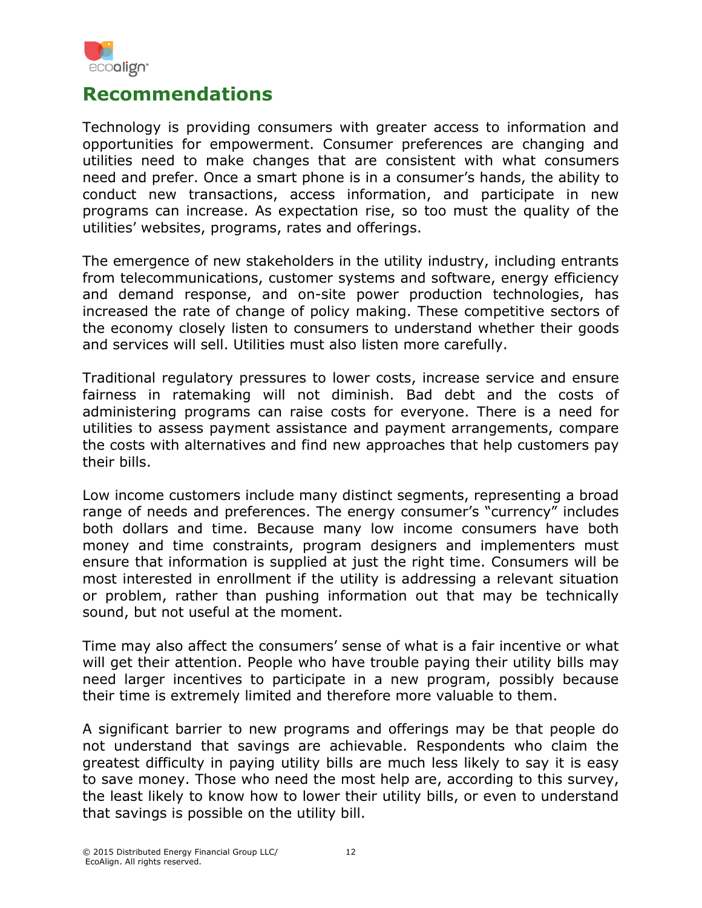# Recommendations

Technology is providing consumers with greater access to information and opportunities for empowerment. Consumer preferences are changing and utilities need to make changes that are consistent with what consumers need and prefer. Once a smart phone is in a consumer's hands, the ability to conduct new transactions, access information, and participate in new programs can increase. As expectation rise, so too must the quality of the utilities' websites, programs, rates and offerings.

The emergence of new stakeholders in the utility industry, including entrants from telecommunications, customer systems and software, energy efficiency and demand response, and on-site power production technologies, has increased the rate of change of policy making. These competitive sectors of the economy closely listen to consumers to understand whether their goods and services will sell. Utilities must also listen more carefully.

Traditional regulatory pressures to lower costs, increase service and ensure fairness in ratemaking will not diminish. Bad debt and the costs of administering programs can raise costs for everyone. There is a need for utilities to assess payment assistance and payment arrangements, compare the costs with alternatives and find new approaches that help customers pay their bills.

Low income customers include many distinct segments, representing a broad range of needs and preferences. The energy consumer's "currency" includes both dollars and time. Because many low income consumers have both money and time constraints, program designers and implementers must ensure that information is supplied at just the right time. Consumers will be most interested in enrollment if the utility is addressing a relevant situation or problem, rather than pushing information out that may be technically sound, but not useful at the moment.

Time may also affect the consumers' sense of what is a fair incentive or what will get their attention. People who have trouble paying their utility bills may need larger incentives to participate in a new program, possibly because their time is extremely limited and therefore more valuable to them.

A significant barrier to new programs and offerings may be that people do not understand that savings are achievable. Respondents who claim the greatest difficulty in paying utility bills are much less likely to say it is easy to save money. Those who need the most help are, according to this survey, the least likely to know how to lower their utility bills, or even to understand that savings is possible on the utility bill.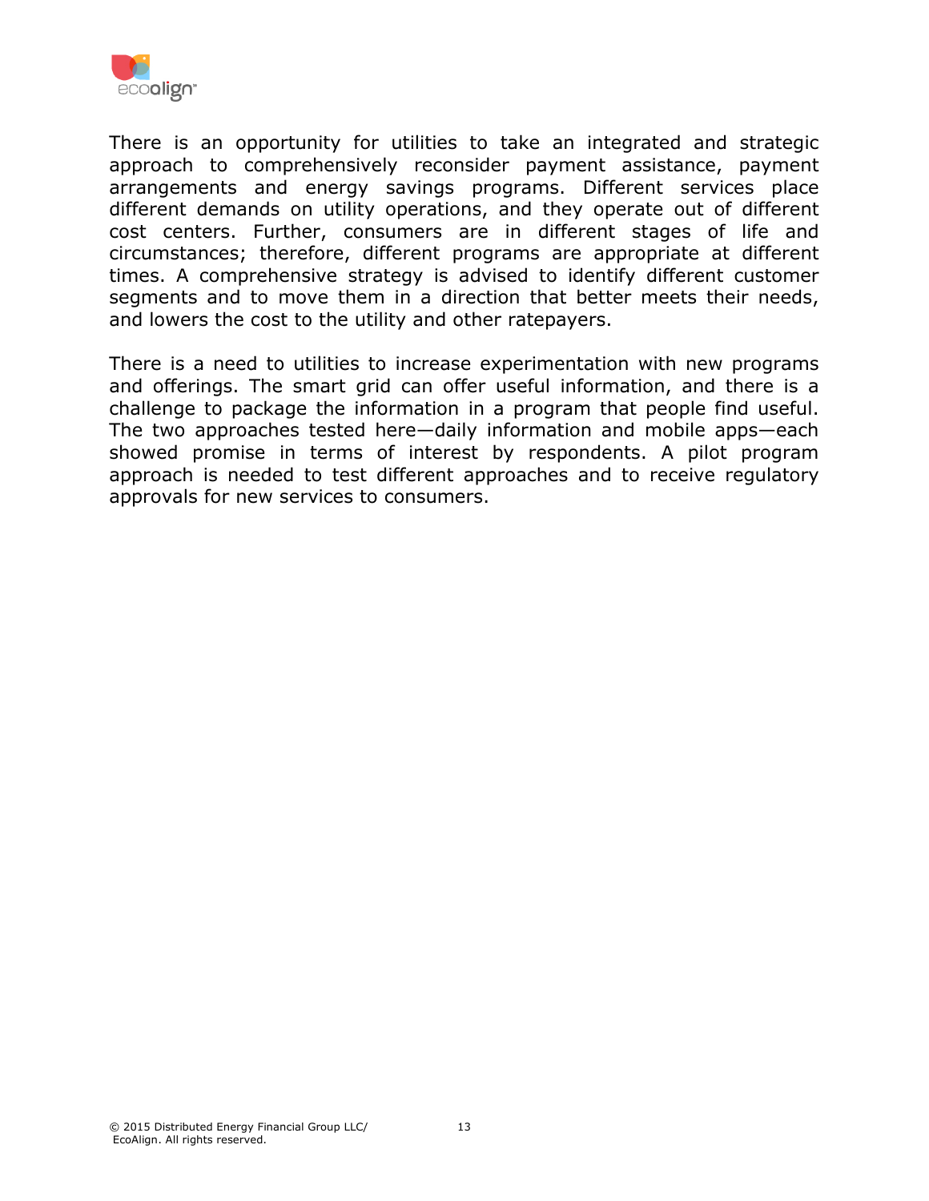There is an opportunity for utilities to take an integrated and strategic approach to comprehensively reconsider payment assistance, payment arrangements and energy savings programs. Different services place different demands on utility operations, and they operate out of different cost centers. Further, consumers are in different stages of life and circumstances; therefore, different programs are appropriate at different times. A comprehensive strategy is advised to identify different customer segments and to move them in a direction that better meets their needs, and lowers the cost to the utility and other ratepayers.

There is a need to utilities to increase experimentation with new programs and offerings. The smart grid can offer useful information, and there is a challenge to package the information in a program that people find useful. The two approaches tested here—daily information and mobile apps—each showed promise in terms of interest by respondents. A pilot program approach is needed to test different approaches and to receive regulatory approvals for new services to consumers.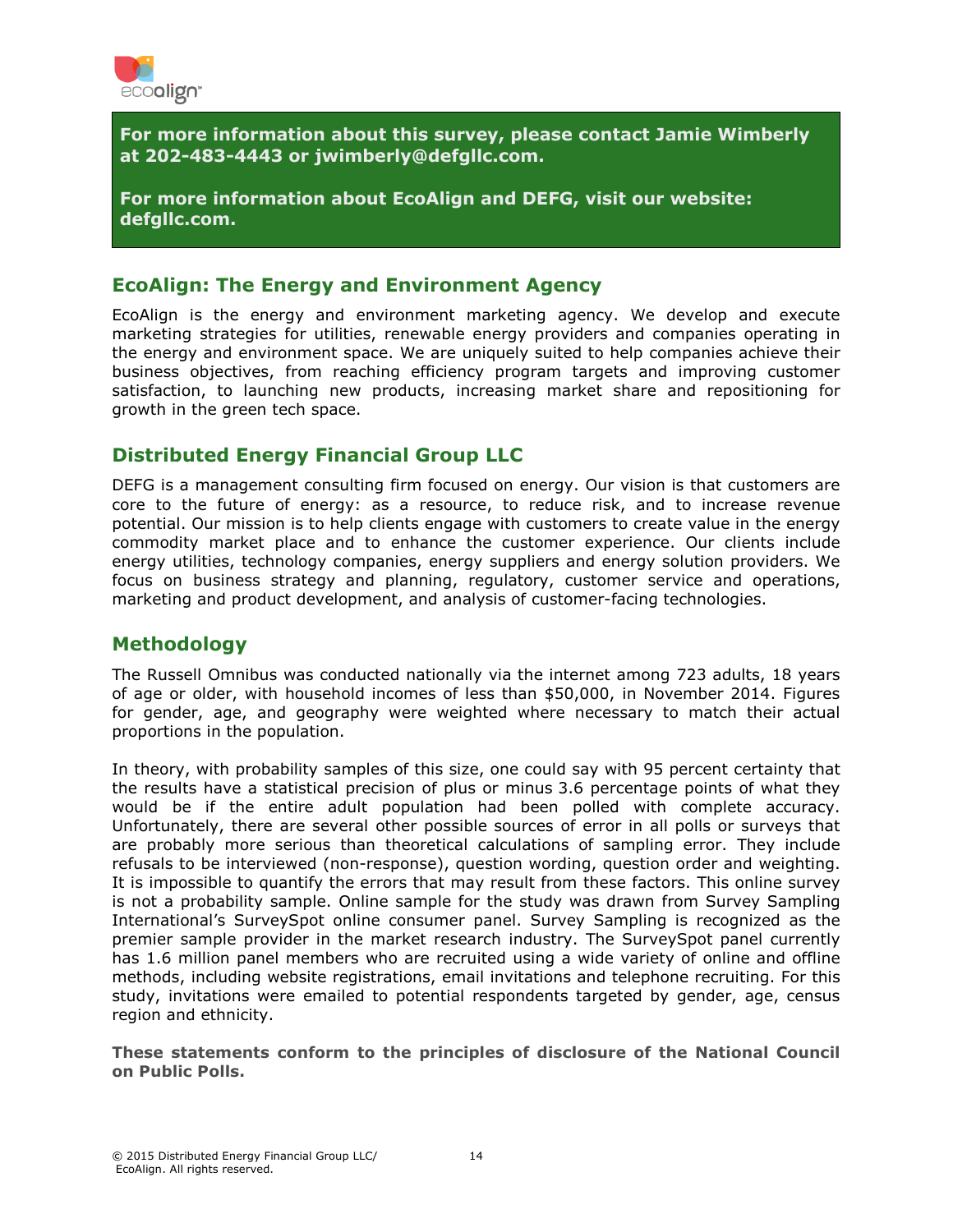**For more information about this survey, please contact Jamie Wimberly at 202-483-4443 or jwimberly@defgllc.com.**

**For more information about EcoAlign and DEFG, visit our website: defgllc.com.**

## EcoAlign: The Energy and Environment Agency

EcoAlign is the energy and environment marketing agency. We develop and execute marketing strategies for utilities, renewable energy providers and companies operating in the energy and environment space. We are uniquely suited to help companies achieve their business objectives, from reaching efficiency program targets and improving customer satisfaction, to launching new products, increasing market share and repositioning for growth in the green tech space.

## Distributed Energy Financial Group LLC

DEFG is a management consulting firm focused on energy. Our vision is that customers are core to the future of energy: as a resource, to reduce risk, and to increase revenue potential. Our mission is to help clients engage with customers to create value in the energy commodity market place and to enhance the customer experience. Our clients include energy utilities, technology companies, energy suppliers and energy solution providers. We focus on business strategy and planning, regulatory, customer service and operations, marketing and product development, and analysis of customer-facing technologies.

## Methodology

The Russell Omnibus was conducted nationally via the internet among 723 adults, 18 years of age or older, with household incomes of less than $50,000, in November 2014. Figures for gender, age, and geography were weighted where necessary to match their actual proportions in the population.

In theory, with probability samples of this size, one could say with 95 percent certainty that the results have a statistical precision of plus or minus 3.6 percentage points of what they would be if the entire adult population had been polled with complete accuracy. Unfortunately, there are several other possible sources of error in all polls or surveys that are probably more serious than theoretical calculations of sampling error. They include refusals to be interviewed (non-response), question wording, question order and weighting. It is impossible to quantify the errors that may result from these factors. This online survey is not a probability sample. Online sample for the study was drawn from Survey Sampling International's SurveySpot online consumer panel. Survey Sampling is recognized as the premier sample provider in the market research industry. The SurveySpot panel currently has 1.6 million panel members who are recruited using a wide variety of online and offline methods, including website registrations, email invitations and telephone recruiting. For this study, invitations were emailed to potential respondents targeted by gender, age, census region and ethnicity.

**These statements conform to the principles of disclosure of the National Council on Public Polls.**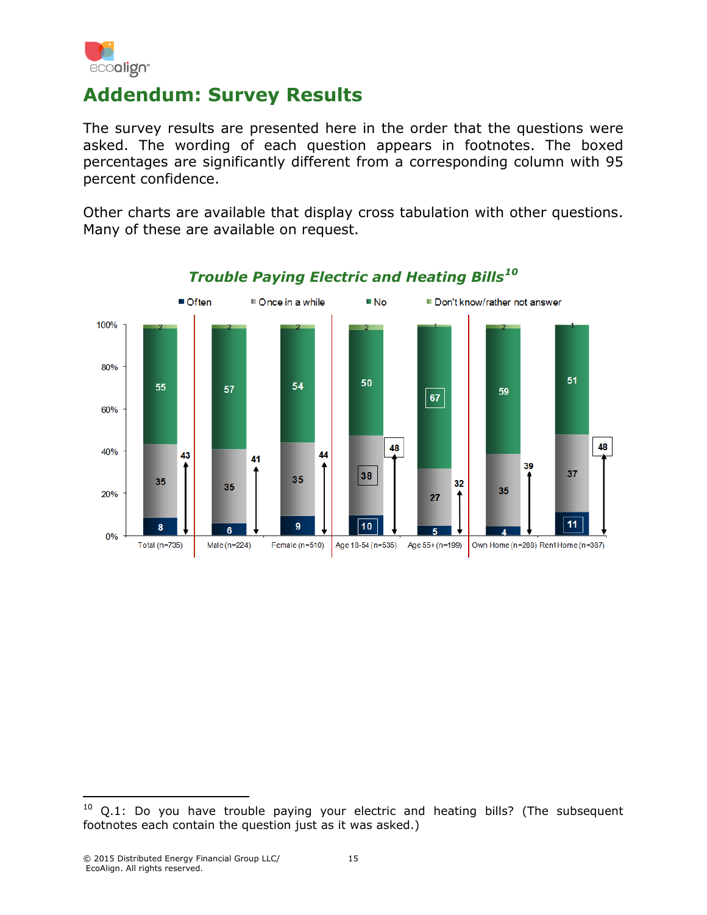## Addendum: Survey Results

The survey results are presented here in the order that the questions were asked. The wording of each question appears in footnotes. The boxed percentages are significantly different from a corresponding column with 95 percent confidence.

Other charts are available that display cross tabulation with other questions. Many of these are available on request.

### *Trouble Paying Electric and Heating Bills*[10]

| | Often | Once in a while | No | Don't know/rather not answer | Often + Once in a while |
|---|---|---|---|---|---|
| Total (n=735) | 8 | 35 | 55 | 2 | 43 |
| Male (n=224) | 6 | 35 | 57 | 2 | 41 |
| Female (n=510) | 9 | 35 | 54 | 2 | 44 |
| Age 18-54 (n=535) | 10 | 38 | 50 | 2 | 48 |
| Age 55+ (n=199) | 5 | 27 | 67 | 1 | 32 |
| Own Home (n=288) | 4 | 35 | 59 | 2 | 39 |
| Rent Home (n=387) | 11 | 37 | 51 | 1 | 48 |

---

[10] Q.1: Do you have trouble paying your electric and heating bills? (The subsequent footnotes each contain the question just as it was asked.)

© 2015 Distributed Energy Financial Group LLC/ EcoAlign. All rights reserved.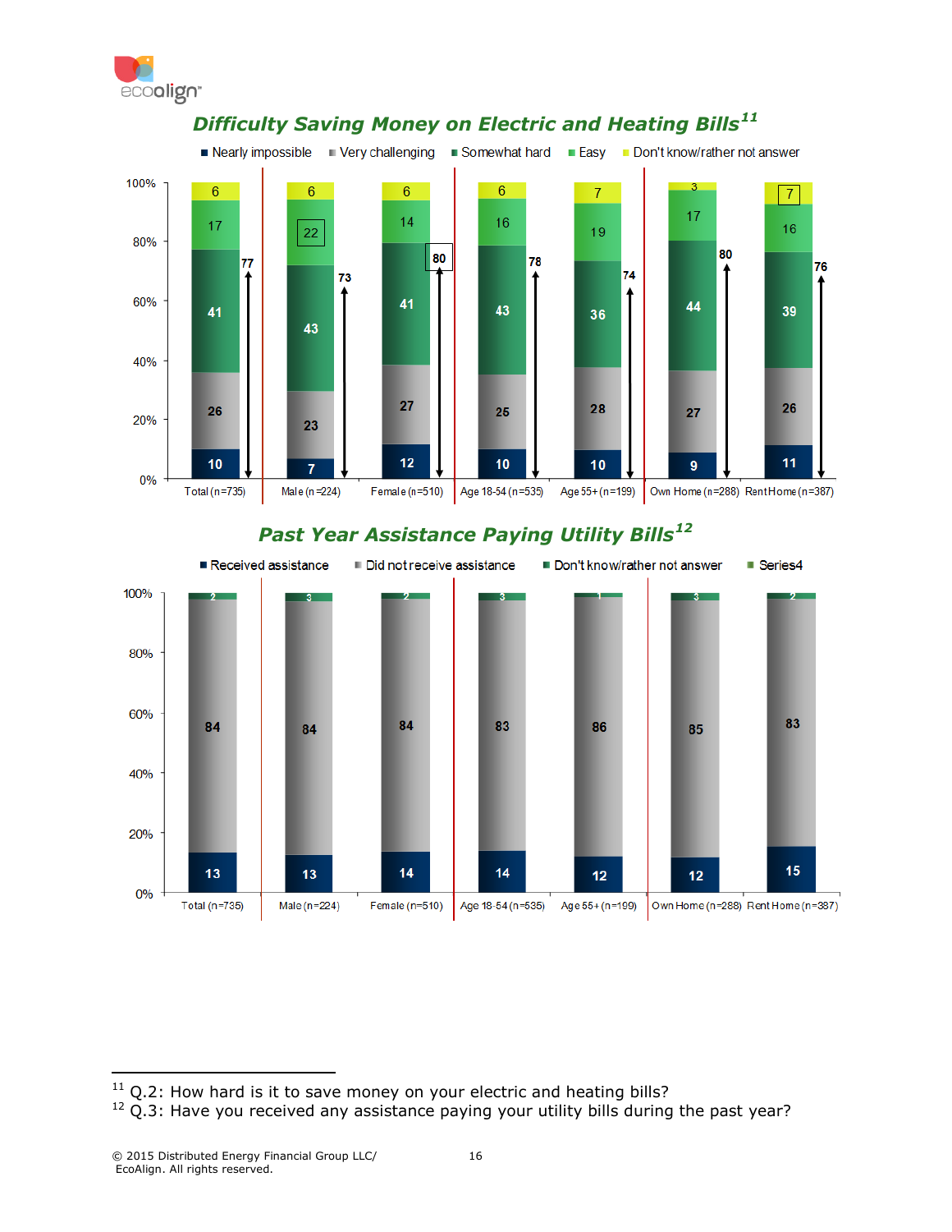## *Difficulty Saving Money on Electric and Heating Bills*[11]

| | Total (n=735) | Male (n=224) | Female (n=510) | Age 18-54 (n=535) | Age 55+ (n=199) | Own Home (n=288) | Rent Home (n=387) |
|---|---|---|---|---|---|---|---|
| Nearly impossible | 10 | 7 | 12 | 10 | 10 | 9 | 11 |
| Very challenging | 26 | 23 | 27 | 25 | 28 | 27 | 26 |
| Somewhat hard | 41 | 43 | 41 | 43 | 36 | 44 | 39 |
| Easy | 17 | 22 | 14 | 16 | 19 | 17 | 16 |
| Don't know/rather not answer | 6 | 6 | 6 | 6 | 7 | 3 | 7 |
| Total (Nearly impossible + Very challenging + Somewhat hard) | 77 | 73 | 80 | 78 | 74 | 80 | 76 |

## *Past Year Assistance Paying Utility Bills*[12]

| | Total (n=735) | Male (n=224) | Female (n=510) | Age 18-54 (n=535) | Age 55+ (n=199) | Own Home (n=288) | Rent Home (n=387) |
|---|---|---|---|---|---|---|---|
| Received assistance | 13 | 13 | 14 | 14 | 12 | 12 | 15 |
| Did not receive assistance | 84 | 84 | 84 | 83 | 86 | 85 | 83 |
| Don't know/rather not answer | 2 | 3 | 2 | 3 | 1 | 3 | 2 |

---

[11] Q.2: How hard is it to save money on your electric and heating bills?
[12] Q.3: Have you received any assistance paying your utility bills during the past year?

© 2015 Distributed Energy Financial Group LLC/ EcoAlign. All rights reserved.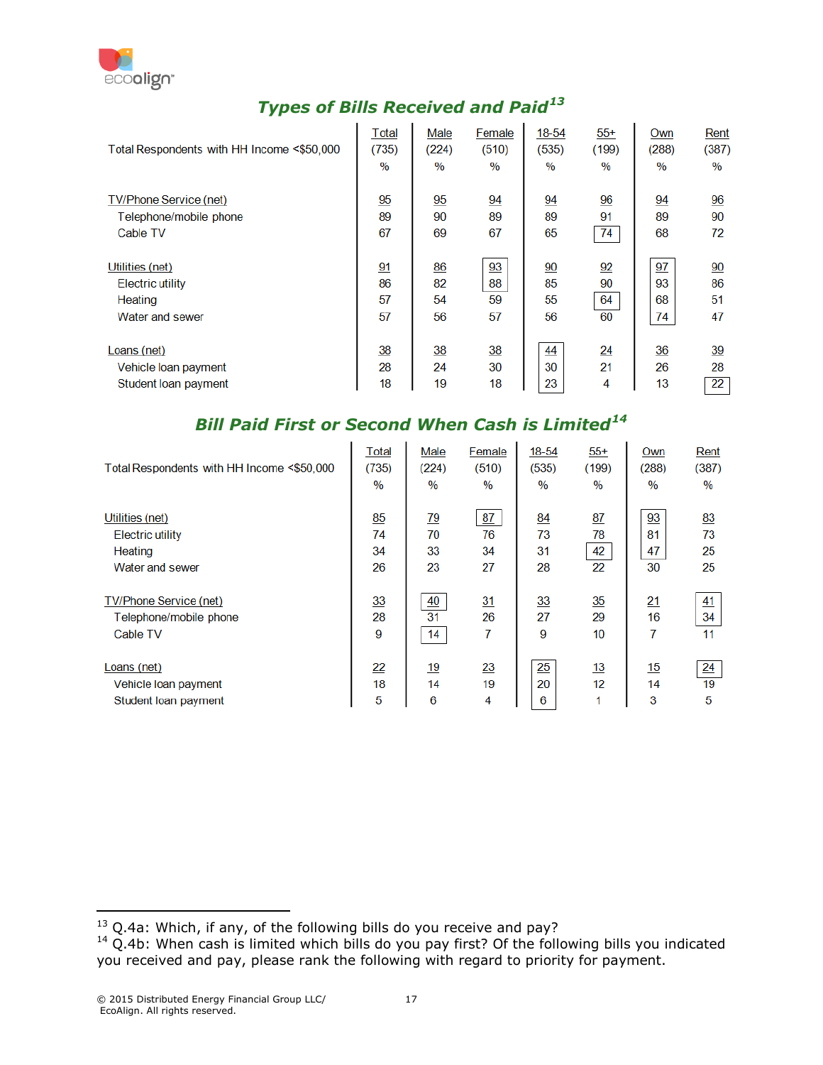## *Types of Bills Received and Paid*[13]

| Total Respondents with HH Income <$50,000 | Total (735) % | Male (224) % | Female (510) % | 18-54 (535) % | 55+ (199) % | Own (288) % | Rent (387) % |
|---|---|---|---|---|---|---|---|
| TV/Phone Service (net) | 95 | 95 | 94 | 94 | 96 | 94 | 96 |
| Telephone/mobile phone | 89 | 90 | 89 | 89 | 91 | 89 | 90 |
| Cable TV | 67 | 69 | 67 | 65 | 74 | 68 | 72 |
| Utilities (net) | 91 | 86 | 93 | 90 | 92 | 97 | 90 |
| Electric utility | 86 | 82 | 88 | 85 | 90 | 93 | 86 |
| Heating | 57 | 54 | 59 | 55 | 64 | 68 | 51 |
| Water and sewer | 57 | 56 | 57 | 56 | 60 | 74 | 47 |
| Loans (net) | 38 | 38 | 38 | 44 | 24 | 36 | 39 |
| Vehicle loan payment | 28 | 24 | 30 | 30 | 21 | 26 | 28 |
| Student loan payment | 18 | 19 | 18 | 23 | 4 | 13 | 22 |

## *Bill Paid First or Second When Cash is Limited*[14]

| Total Respondents with HH Income <$50,000 | Total (735) % | Male (224) % | Female (510) % | 18-54 (535) % | 55+ (199) % | Own (288) % | Rent (387) % |
|---|---|---|---|---|---|---|---|
| Utilities (net) | 85 | 79 | 87 | 84 | 87 | 93 | 83 |
| Electric utility | 74 | 70 | 76 | 73 | 78 | 81 | 73 |
| Heating | 34 | 33 | 34 | 31 | 42 | 47 | 25 |
| Water and sewer | 26 | 23 | 27 | 28 | 22 | 30 | 25 |
| TV/Phone Service (net) | 33 | 40 | 31 | 33 | 35 | 21 | 41 |
| Telephone/mobile phone | 28 | 31 | 26 | 27 | 29 | 16 | 34 |
| Cable TV | 9 | 14 | 7 | 9 | 10 | 7 | 11 |
| Loans (net) | 22 | 19 | 23 | 25 | 13 | 15 | 24 |
| Vehicle loan payment | 18 | 14 | 19 | 20 | 12 | 14 | 19 |
| Student loan payment | 5 | 6 | 4 | 6 | 1 | 3 | 5 |

[13] Q.4a: Which, if any, of the following bills do you receive and pay?
[14] Q.4b: When cash is limited which bills do you pay first? Of the following bills you indicated you received and pay, please rank the following with regard to priority for payment.

© 2015 Distributed Energy Financial Group LLC/ EcoAlign. All rights reserved.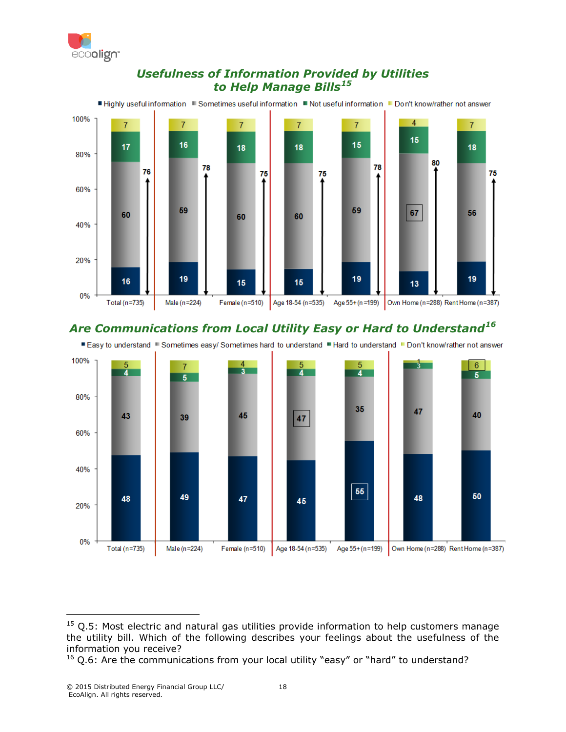## Usefulness of Information Provided by Utilities to Help Manage Bills[15]

| | Total (n=735) | Male (n=224) | Female (n=510) | Age 18-54 (n=535) | Age 55+ (n=199) | Own Home (n=288) | Rent Home (n=387) |
|---|---|---|---|---|---|---|---|
| Highly useful information | 16 | 19 | 15 | 15 | 19 | 13 | 19 |
| Sometimes useful information | 60 | 59 | 60 | 60 | 59 | 67 | 56 |
| Not useful information | 17 | 16 | 18 | 18 | 15 | 15 | 18 |
| Don't know/rather not answer | 7 | 7 | 7 | 7 | 7 | 4 | 7 |
| Highly + Sometimes useful | 76 | 78 | 75 | 75 | 78 | 80 | 75 |

## Are Communications from Local Utility Easy or Hard to Understand[16]

| | Total (n=735) | Male (n=224) | Female (n=510) | Age 18-54 (n=535) | Age 55+ (n=199) | Own Home (n=288) | Rent Home (n=387) |
|---|---|---|---|---|---|---|---|
| Easy to understand | 48 | 49 | 47 | 45 | 55 | 48 | 50 |
| Sometimes easy/ Sometimes hard to understand | 43 | 39 | 45 | 47 | 35 | 47 | 40 |
| Hard to understand | 4 | 5 | 3 | 4 | 4 | 3 | 5 |
| Don't know/rather not answer | 5 | 7 | 4 | 5 | 5 | 1 | 6 |

---

[15] Q.5: Most electric and natural gas utilities provide information to help customers manage the utility bill. Which of the following describes your feelings about the usefulness of the information you receive?

[16] Q.6: Are the communications from your local utility "easy" or "hard" to understand?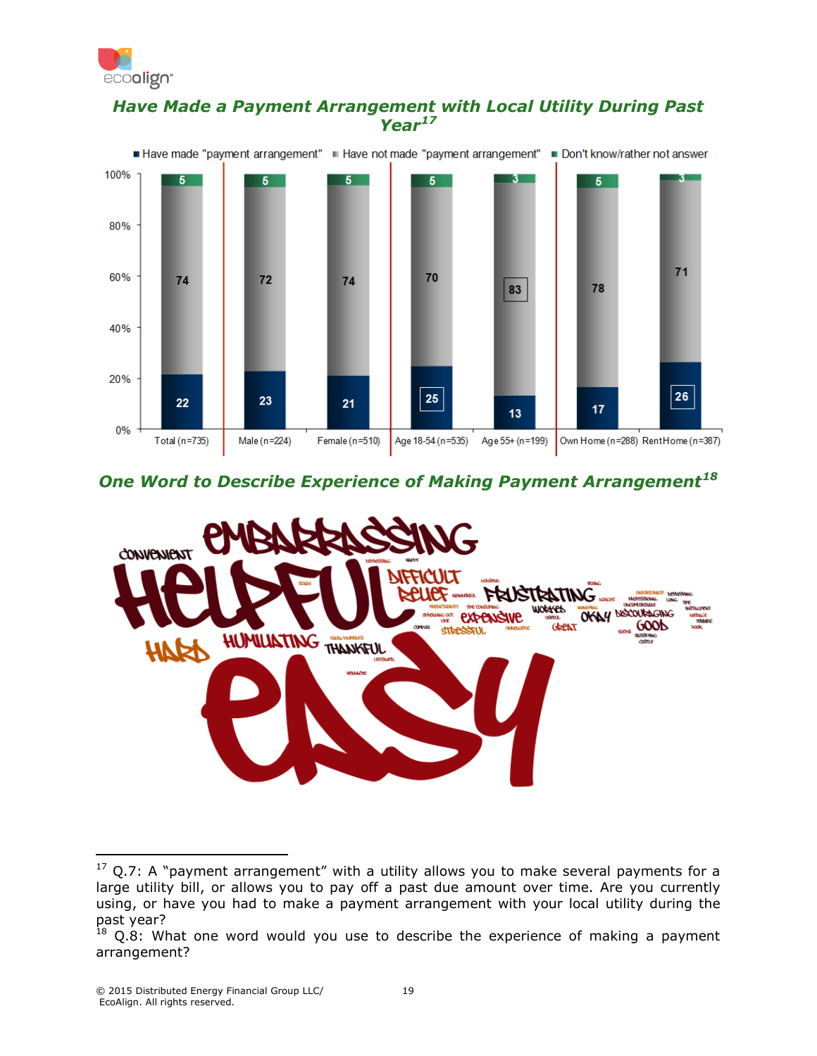## *Have Made a Payment Arrangement with Local Utility During Past Year*[17]

■ Have made "payment arrangement" ■ Have not made "payment arrangement" ■ Don't know/rather not answer

| | Total (n=735) | Male (n=224) | Female (n=510) | Age 18-54 (n=535) | Age 55+ (n=199) | Own Home (n=288) | Rent Home (n=387) |
|---|---|---|---|---|---|---|---|
| Have made "payment arrangement" | 22 | 23 | 21 | 25 | 13 | 17 | 26 |
| Have not made "payment arrangement" | 74 | 72 | 74 | 70 | 83 | 78 | 71 |
| Don't know/rather not answer | 5 | 5 | 5 | 5 | 3 | 5 | 3 |

## *One Word to Describe Experience of Making Payment Arrangement*[18]

EMBARRASSING CONVENIENT HELPFUL DIFFICULT RELIEF FRUSTRATING WORKED EXPENSIVE OKAY DISCOURAGING GOOD GREAT STRESSFUL HARD HUMILIATING THANKFUL EASY

---

[17] Q.7: A "payment arrangement" with a utility allows you to make several payments for a large utility bill, or allows you to pay off a past due amount over time. Are you currently using, or have you had to make a payment arrangement with your local utility during the past year?

[18] Q.8: What one word would you use to describe the experience of making a payment arrangement?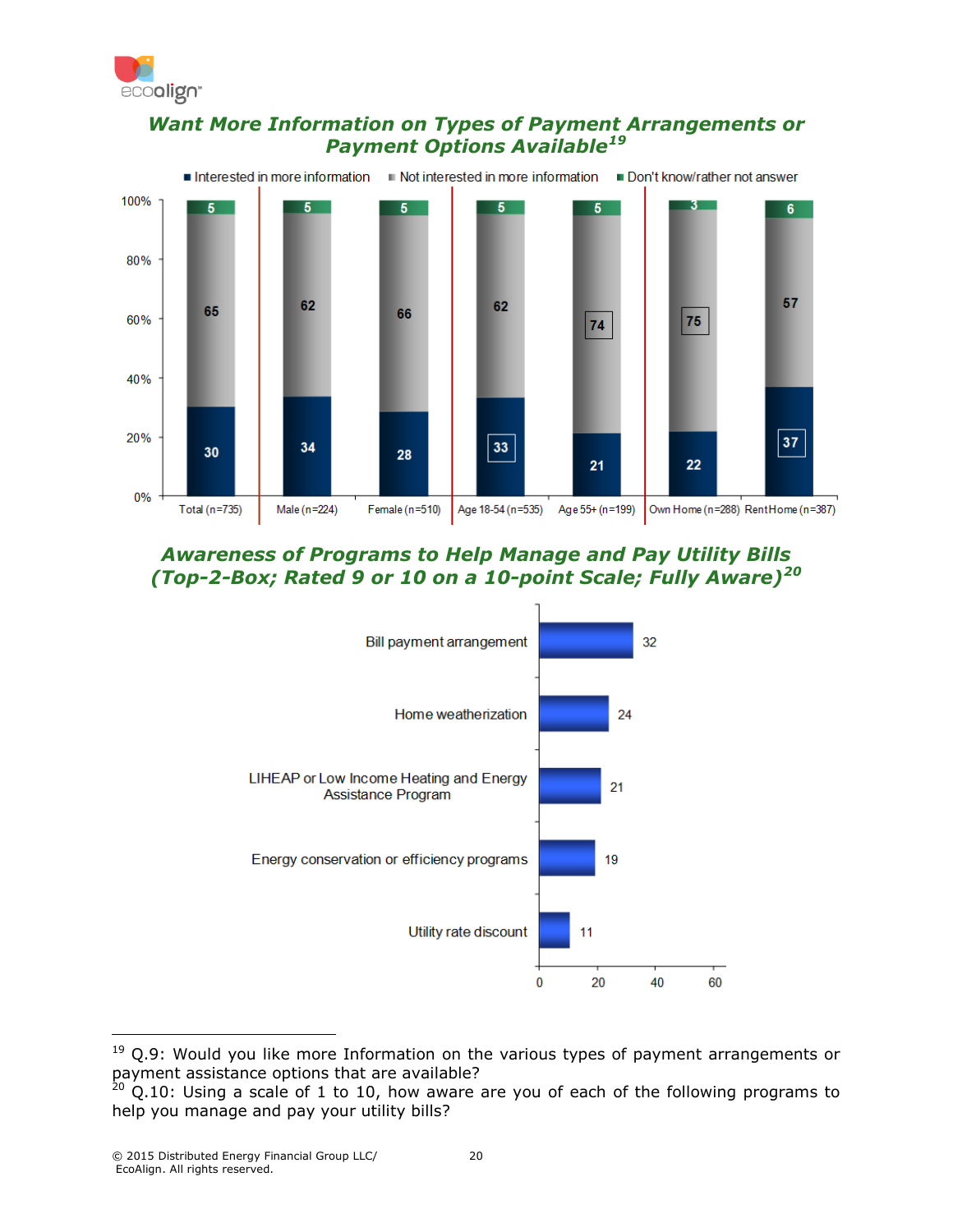## Want More Information on Types of Payment Arrangements or Payment Options Available[19]

| | Total (n=735) | Male (n=224) | Female (n=510) | Age 18-54 (n=535) | Age 55+ (n=199) | Own Home (n=288) | Rent Home (n=387) |
|---|---|---|---|---|---|---|---|
| Interested in more information | 30 | 34 | 28 | 33 | 21 | 22 | 37 |
| Not interested in more information | 65 | 62 | 66 | 62 | 74 | 75 | 57 |
| Don't know/rather not answer | 5 | 5 | 5 | 5 | 5 | 3 | 6 |

## Awareness of Programs to Help Manage and Pay Utility Bills (Top-2-Box; Rated 9 or 10 on a 10-point Scale; Fully Aware)[20]

| Program | % |
|---|---|
| Bill payment arrangement | 32 |
| Home weatherization | 24 |
| LIHEAP or Low Income Heating and Energy Assistance Program | 21 |
| Energy conservation or efficiency programs | 19 |
| Utility rate discount | 11 |

---

[19] Q.9: Would you like more Information on the various types of payment arrangements or payment assistance options that are available?

[20] Q.10: Using a scale of 1 to 10, how aware are you of each of the following programs to help you manage and pay your utility bills?

© 2015 Distributed Energy Financial Group LLC/ EcoAlign. All rights reserved.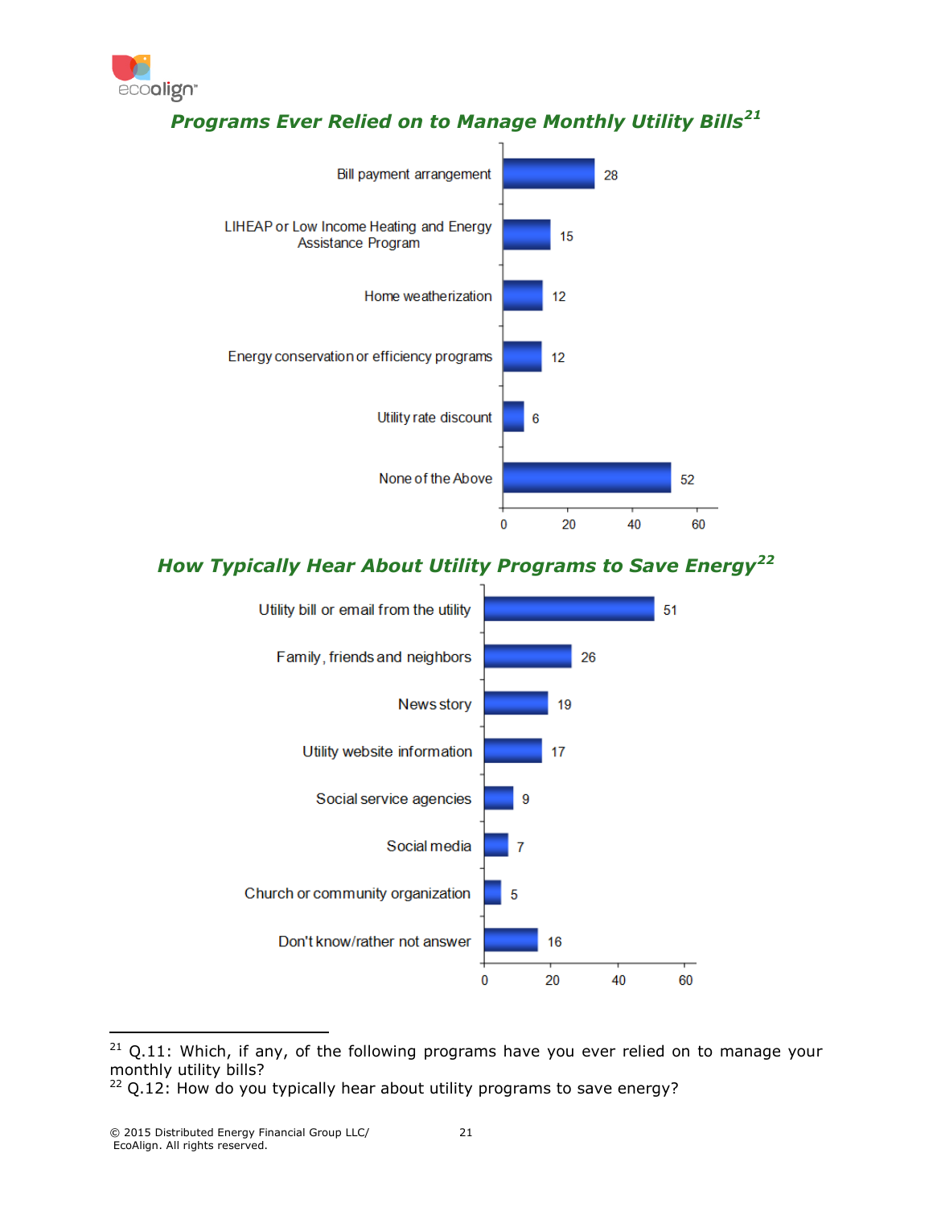## Programs Ever Relied on to Manage Monthly Utility Bills[21]

| Program | Percent |
| --- | --- |
| Bill payment arrangement | 28 |
| LIHEAP or Low Income Heating and Energy Assistance Program | 15 |
| Home weatherization | 12 |
| Energy conservation or efficiency programs | 12 |
| Utility rate discount | 6 |
| None of the Above | 52 |

## How Typically Hear About Utility Programs to Save Energy[22]

| Source | Percent |
| --- | --- |
| Utility bill or email from the utility | 51 |
| Family, friends and neighbors | 26 |
| News story | 19 |
| Utility website information | 17 |
| Social service agencies | 9 |
| Social media | 7 |
| Church or community organization | 5 |
| Don't know/rather not answer | 16 |

---

[21] Q.11: Which, if any, of the following programs have you ever relied on to manage your monthly utility bills?

[22] Q.12: How do you typically hear about utility programs to save energy?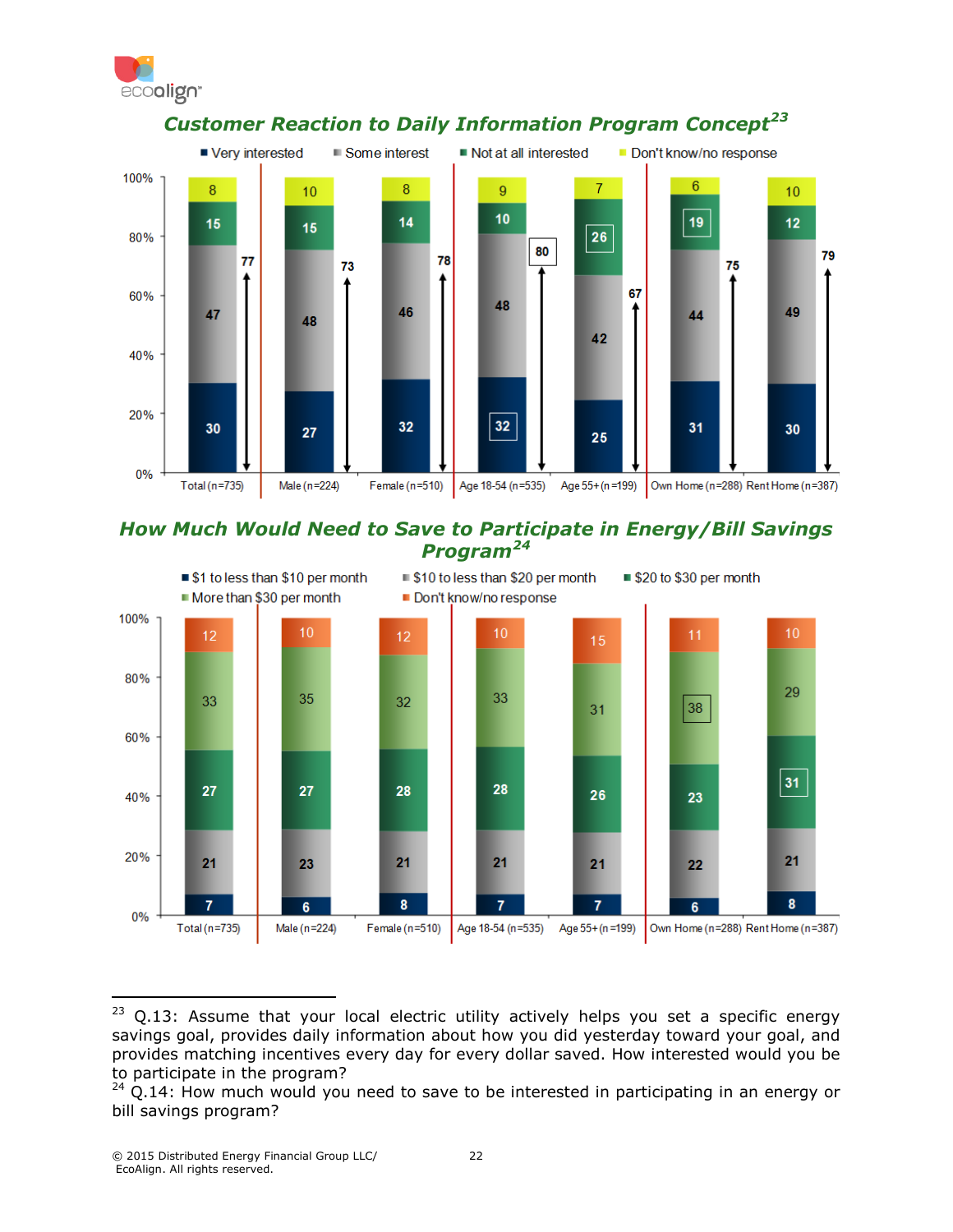## Customer Reaction to Daily Information Program Concept[23]

| | Total (n=735) | Male (n=224) | Female (n=510) | Age 18-54 (n=535) | Age 55+ (n=199) | Own Home (n=288) | Rent Home (n=387) |
|---|---|---|---|---|---|---|---|
| Very interested | 30 | 27 | 32 | 32 | 25 | 31 | 30 |
| Some interest | 47 | 48 | 46 | 48 | 42 | 44 | 49 |
| Not at all interested | 15 | 15 | 14 | 10 | 26 | 19 | 12 |
| Don't know/no response | 8 | 10 | 8 | 9 | 7 | 6 | 10 |
| Total interested | 77 | 73 | 78 | 80 | 67 | 75 | 79 |

## How Much Would Need to Save to Participate in Energy/Bill Savings Program[24]

| | Total (n=735) | Male (n=224) | Female (n=510) | Age 18-54 (n=535) | Age 55+ (n=199) | Own Home (n=288) | Rent Home (n=387) |
|---|---|---|---|---|---|---|---|
| $1 to less than $10 per month | 7 | 6 | 8 | 7 | 7 | 6 | 8 |
| $10 to less than $20 per month | 21 | 23 | 21 | 21 | 21 | 22 | 21 |
| $20 to $30 per month | 27 | 27 | 28 | 28 | 26 | 23 | 31 |
| More than $30 per month | 33 | 35 | 32 | 33 | 31 | 38 | 29 |
| Don't know/no response | 12 | 10 | 12 | 10 | 15 | 11 | 10 |

---

[23] Q.13: Assume that your local electric utility actively helps you set a specific energy savings goal, provides daily information about how you did yesterday toward your goal, and provides matching incentives every day for every dollar saved. How interested would you be to participate in the program?

[24] Q.14: How much would you need to save to be interested in participating in an energy or bill savings program?

© 2015 Distributed Energy Financial Group LLC/ EcoAlign. All rights reserved.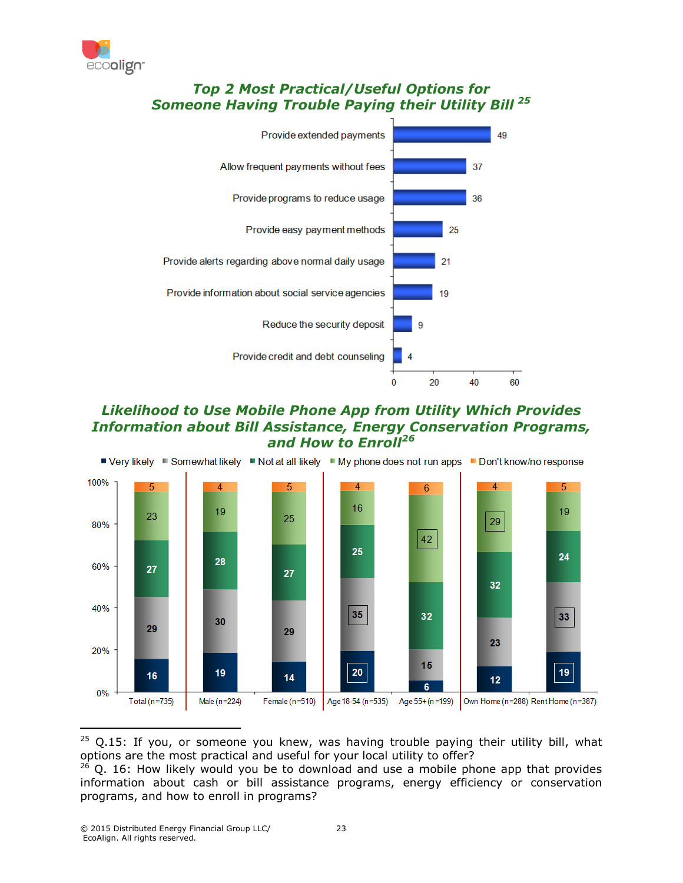## *Top 2 Most Practical/Useful Options for Someone Having Trouble Paying their Utility Bill* [25]

Provide extended payments 49
Allow frequent payments without fees 37
Provide programs to reduce usage 36
Provide easy payment methods 25
Provide alerts regarding above normal daily usage 21
Provide information about social service agencies 19
Reduce the security deposit 9
Provide credit and debt counseling 4

0 20 40 60

## *Likelihood to Use Mobile Phone App from Utility Which Provides Information about Bill Assistance, Energy Conservation Programs, and How to Enroll* [26]

Very likely · Somewhat likely · Not at all likely · My phone does not run apps · Don't know/no response

100% 80% 60% 40% 20% 0%

Total (n=735): 16, 29, 27, 23, 5
Male (n=224): 19, 30, 28, 19, 4
Female (n=510): 14, 29, 27, 25, 5
Age 18-54 (n=535): 20, 35, 25, 16, 4
Age 55+ (n=199): 6, 15, 32, 42, 6
Own Home (n=288): 12, 23, 32, 29, 4
Rent Home (n=387): 19, 33, 24, 19, 5

---

[25] Q.15: If you, or someone you knew, was having trouble paying their utility bill, what options are the most practical and useful for your local utility to offer?

[26] Q. 16: How likely would you be to download and use a mobile phone app that provides information about cash or bill assistance programs, energy efficiency or conservation programs, and how to enroll in programs?

© 2015 Distributed Energy Financial Group LLC/ EcoAlign. All rights reserved.